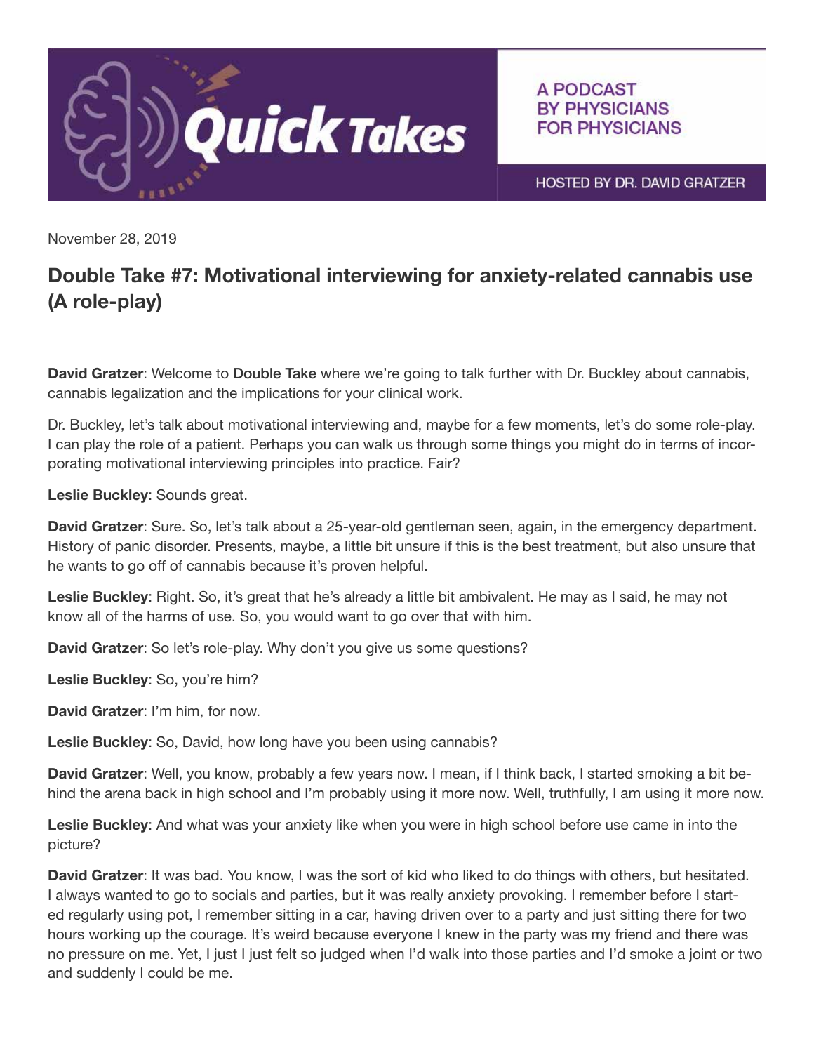Quick Takes

A PODCAST BY PHYSICIANS FOR PHYSICIANS

HOSTED BY DR. DAVID GRATZER

November 28, 2019

## Double Take #7: Motivational interviewing for anxiety-related cannabis use (A role-play)

**David Gratzer**: Welcome to **Double Take** where we're going to talk further with Dr. Buckley about cannabis, cannabis legalization and the implications for your clinical work.

Dr. Buckley, let's talk about motivational interviewing and, maybe for a few moments, let's do some role-play. I can play the role of a patient. Perhaps you can walk us through some things you might do in terms of incorporating motivational interviewing principles into practice. Fair?

**Leslie Buckley**: Sounds great.

**David Gratzer**: Sure. So, let's talk about a 25-year-old gentleman seen, again, in the emergency department. History of panic disorder. Presents, maybe, a little bit unsure if this is the best treatment, but also unsure that he wants to go off of cannabis because it's proven helpful.

**Leslie Buckley**: Right. So, it's great that he's already a little bit ambivalent. He may as I said, he may not know all of the harms of use. So, you would want to go over that with him.

**David Gratzer**: So let's role-play. Why don't you give us some questions?

**Leslie Buckley**: So, you're him?

**David Gratzer**: I'm him, for now.

**Leslie Buckley**: So, David, how long have you been using cannabis?

**David Gratzer**: Well, you know, probably a few years now. I mean, if I think back, I started smoking a bit behind the arena back in high school and I'm probably using it more now. Well, truthfully, I am using it more now.

**Leslie Buckley**: And what was your anxiety like when you were in high school before use came in into the picture?

**David Gratzer**: It was bad. You know, I was the sort of kid who liked to do things with others, but hesitated. I always wanted to go to socials and parties, but it was really anxiety provoking. I remember before I started regularly using pot, I remember sitting in a car, having driven over to a party and just sitting there for two hours working up the courage. It's weird because everyone I knew in the party was my friend and there was no pressure on me. Yet, I just I just felt so judged when I'd walk into those parties and I'd smoke a joint or two and suddenly I could be me.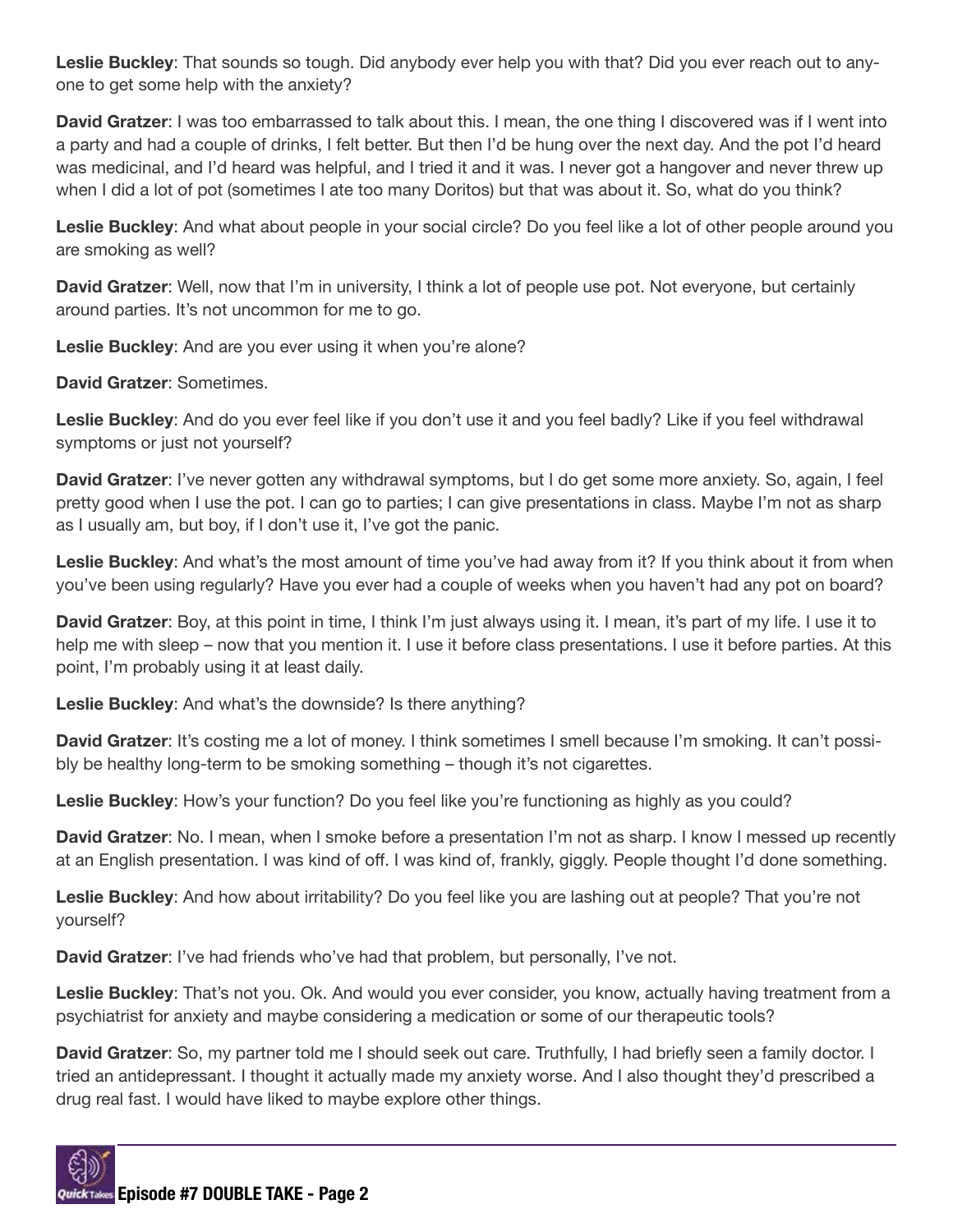**Leslie Buckley**: That sounds so tough. Did anybody ever help you with that? Did you ever reach out to anyone to get some help with the anxiety?

**David Gratzer**: I was too embarrassed to talk about this. I mean, the one thing I discovered was if I went into a party and had a couple of drinks, I felt better. But then I'd be hung over the next day. And the pot I'd heard was medicinal, and I'd heard was helpful, and I tried it and it was. I never got a hangover and never threw up when I did a lot of pot (sometimes I ate too many Doritos) but that was about it. So, what do you think?

**Leslie Buckley**: And what about people in your social circle? Do you feel like a lot of other people around you are smoking as well?

**David Gratzer**: Well, now that I'm in university, I think a lot of people use pot. Not everyone, but certainly around parties. It's not uncommon for me to go.

**Leslie Buckley**: And are you ever using it when you're alone?

**David Gratzer**: Sometimes.

**Leslie Buckley**: And do you ever feel like if you don't use it and you feel badly? Like if you feel withdrawal symptoms or just not yourself?

**David Gratzer**: I've never gotten any withdrawal symptoms, but I do get some more anxiety. So, again, I feel pretty good when I use the pot. I can go to parties; I can give presentations in class. Maybe I'm not as sharp as I usually am, but boy, if I don't use it, I've got the panic.

**Leslie Buckley**: And what's the most amount of time you've had away from it? If you think about it from when you've been using regularly? Have you ever had a couple of weeks when you haven't had any pot on board?

**David Gratzer**: Boy, at this point in time, I think I'm just always using it. I mean, it's part of my life. I use it to help me with sleep – now that you mention it. I use it before class presentations. I use it before parties. At this point, I'm probably using it at least daily.

**Leslie Buckley**: And what's the downside? Is there anything?

**David Gratzer**: It's costing me a lot of money. I think sometimes I smell because I'm smoking. It can't possibly be healthy long-term to be smoking something – though it's not cigarettes.

**Leslie Buckley**: How's your function? Do you feel like you're functioning as highly as you could?

**David Gratzer**: No. I mean, when I smoke before a presentation I'm not as sharp. I know I messed up recently at an English presentation. I was kind of off. I was kind of, frankly, giggly. People thought I'd done something.

**Leslie Buckley**: And how about irritability? Do you feel like you are lashing out at people? That you're not yourself?

**David Gratzer**: I've had friends who've had that problem, but personally, I've not.

**Leslie Buckley**: That's not you. Ok. And would you ever consider, you know, actually having treatment from a psychiatrist for anxiety and maybe considering a medication or some of our therapeutic tools?

**David Gratzer**: So, my partner told me I should seek out care. Truthfully, I had briefly seen a family doctor. I tried an antidepressant. I thought it actually made my anxiety worse. And I also thought they'd prescribed a drug real fast. I would have liked to maybe explore other things.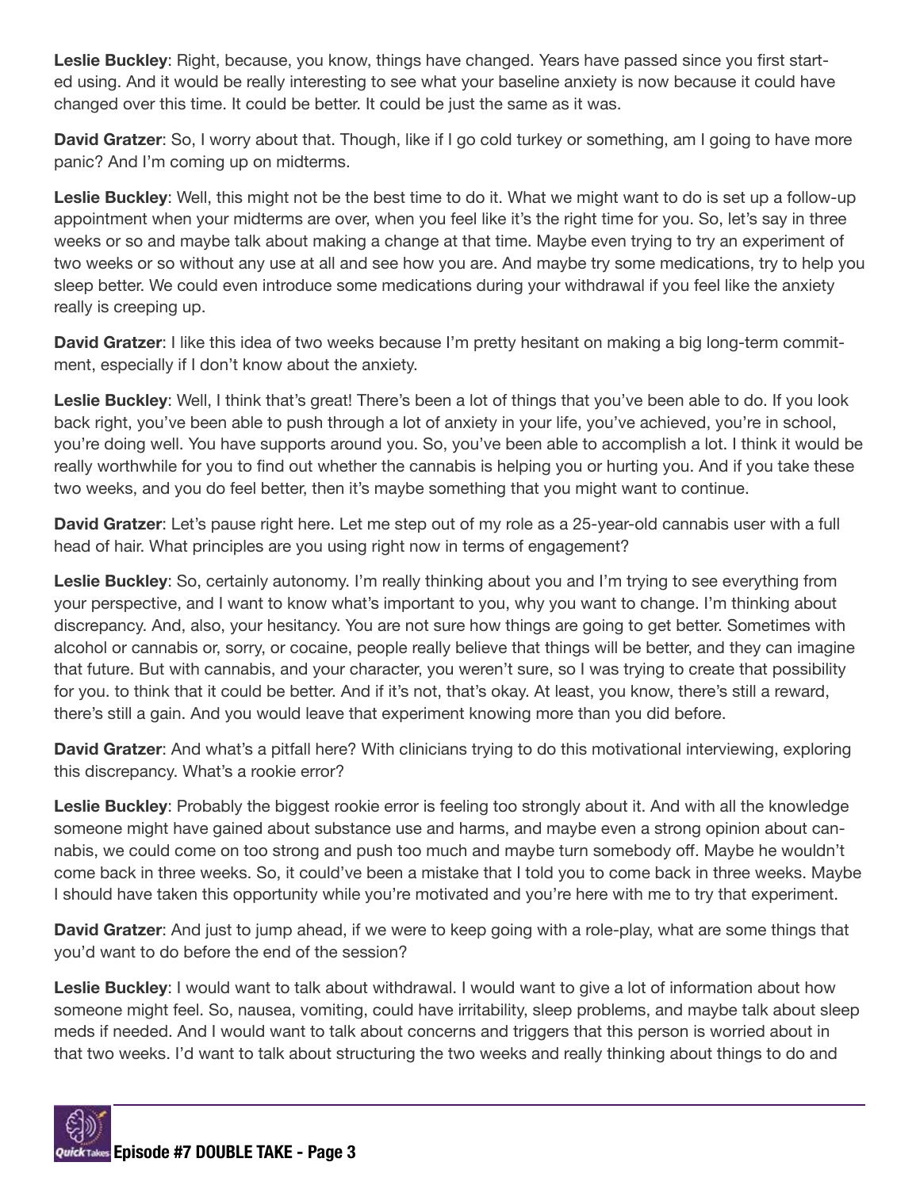**Leslie Buckley**: Right, because, you know, things have changed. Years have passed since you first started using. And it would be really interesting to see what your baseline anxiety is now because it could have changed over this time. It could be better. It could be just the same as it was.

**David Gratzer**: So, I worry about that. Though, like if I go cold turkey or something, am I going to have more panic? And I'm coming up on midterms.

**Leslie Buckley**: Well, this might not be the best time to do it. What we might want to do is set up a follow-up appointment when your midterms are over, when you feel like it's the right time for you. So, let's say in three weeks or so and maybe talk about making a change at that time. Maybe even trying to try an experiment of two weeks or so without any use at all and see how you are. And maybe try some medications, try to help you sleep better. We could even introduce some medications during your withdrawal if you feel like the anxiety really is creeping up.

**David Gratzer**: I like this idea of two weeks because I'm pretty hesitant on making a big long-term commitment, especially if I don't know about the anxiety.

**Leslie Buckley**: Well, I think that's great! There's been a lot of things that you've been able to do. If you look back right, you've been able to push through a lot of anxiety in your life, you've achieved, you're in school, you're doing well. You have supports around you. So, you've been able to accomplish a lot. I think it would be really worthwhile for you to find out whether the cannabis is helping you or hurting you. And if you take these two weeks, and you do feel better, then it's maybe something that you might want to continue.

**David Gratzer**: Let's pause right here. Let me step out of my role as a 25-year-old cannabis user with a full head of hair. What principles are you using right now in terms of engagement?

**Leslie Buckley**: So, certainly autonomy. I'm really thinking about you and I'm trying to see everything from your perspective, and I want to know what's important to you, why you want to change. I'm thinking about discrepancy. And, also, your hesitancy. You are not sure how things are going to get better. Sometimes with alcohol or cannabis or, sorry, or cocaine, people really believe that things will be better, and they can imagine that future. But with cannabis, and your character, you weren't sure, so I was trying to create that possibility for you. to think that it could be better. And if it's not, that's okay. At least, you know, there's still a reward, there's still a gain. And you would leave that experiment knowing more than you did before.

**David Gratzer**: And what's a pitfall here? With clinicians trying to do this motivational interviewing, exploring this discrepancy. What's a rookie error?

**Leslie Buckley**: Probably the biggest rookie error is feeling too strongly about it. And with all the knowledge someone might have gained about substance use and harms, and maybe even a strong opinion about cannabis, we could come on too strong and push too much and maybe turn somebody off. Maybe he wouldn't come back in three weeks. So, it could've been a mistake that I told you to come back in three weeks. Maybe I should have taken this opportunity while you're motivated and you're here with me to try that experiment.

**David Gratzer**: And just to jump ahead, if we were to keep going with a role-play, what are some things that you'd want to do before the end of the session?

**Leslie Buckley**: I would want to talk about withdrawal. I would want to give a lot of information about how someone might feel. So, nausea, vomiting, could have irritability, sleep problems, and maybe talk about sleep meds if needed. And I would want to talk about concerns and triggers that this person is worried about in that two weeks. I'd want to talk about structuring the two weeks and really thinking about things to do and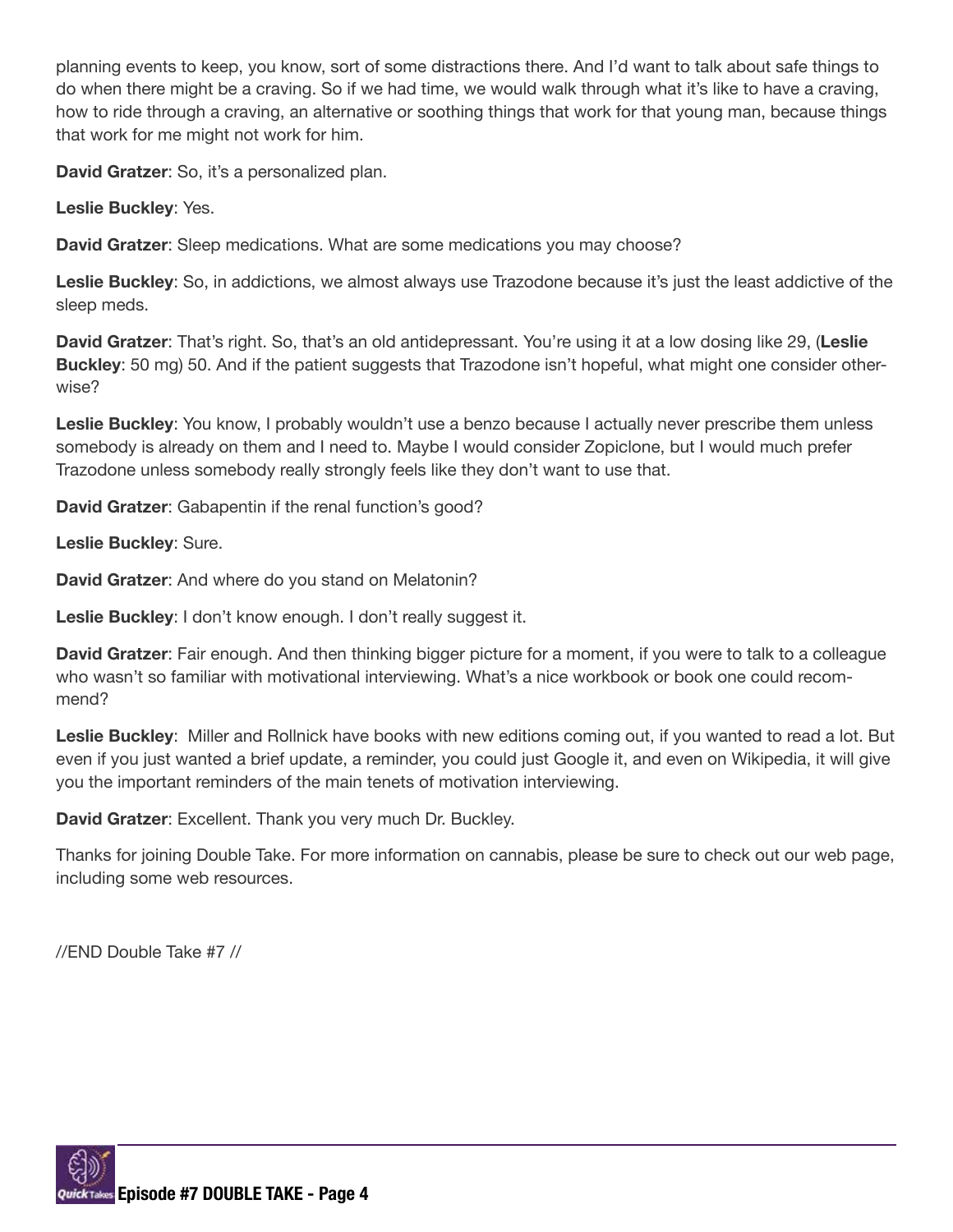planning events to keep, you know, sort of some distractions there. And I'd want to talk about safe things to do when there might be a craving. So if we had time, we would walk through what it's like to have a craving, how to ride through a craving, an alternative or soothing things that work for that young man, because things that work for me might not work for him.

**David Gratzer**: So, it's a personalized plan.

**Leslie Buckley**: Yes.

**David Gratzer**: Sleep medications. What are some medications you may choose?

**Leslie Buckley**: So, in addictions, we almost always use Trazodone because it's just the least addictive of the sleep meds.

**David Gratzer**: That's right. So, that's an old antidepressant. You're using it at a low dosing like 29, (**Leslie Buckley**: 50 mg) 50. And if the patient suggests that Trazodone isn't hopeful, what might one consider otherwise?

**Leslie Buckley**: You know, I probably wouldn't use a benzo because I actually never prescribe them unless somebody is already on them and I need to. Maybe I would consider Zopiclone, but I would much prefer Trazodone unless somebody really strongly feels like they don't want to use that.

**David Gratzer**: Gabapentin if the renal function's good?

**Leslie Buckley**: Sure.

**David Gratzer**: And where do you stand on Melatonin?

**Leslie Buckley**: I don't know enough. I don't really suggest it.

**David Gratzer**: Fair enough. And then thinking bigger picture for a moment, if you were to talk to a colleague who wasn't so familiar with motivational interviewing. What's a nice workbook or book one could recommend?

**Leslie Buckley**: Miller and Rollnick have books with new editions coming out, if you wanted to read a lot. But even if you just wanted a brief update, a reminder, you could just Google it, and even on Wikipedia, it will give you the important reminders of the main tenets of motivation interviewing.

**David Gratzer**: Excellent. Thank you very much Dr. Buckley.

Thanks for joining Double Take. For more information on cannabis, please be sure to check out our web page, including some web resources.

//END Double Take #7 //